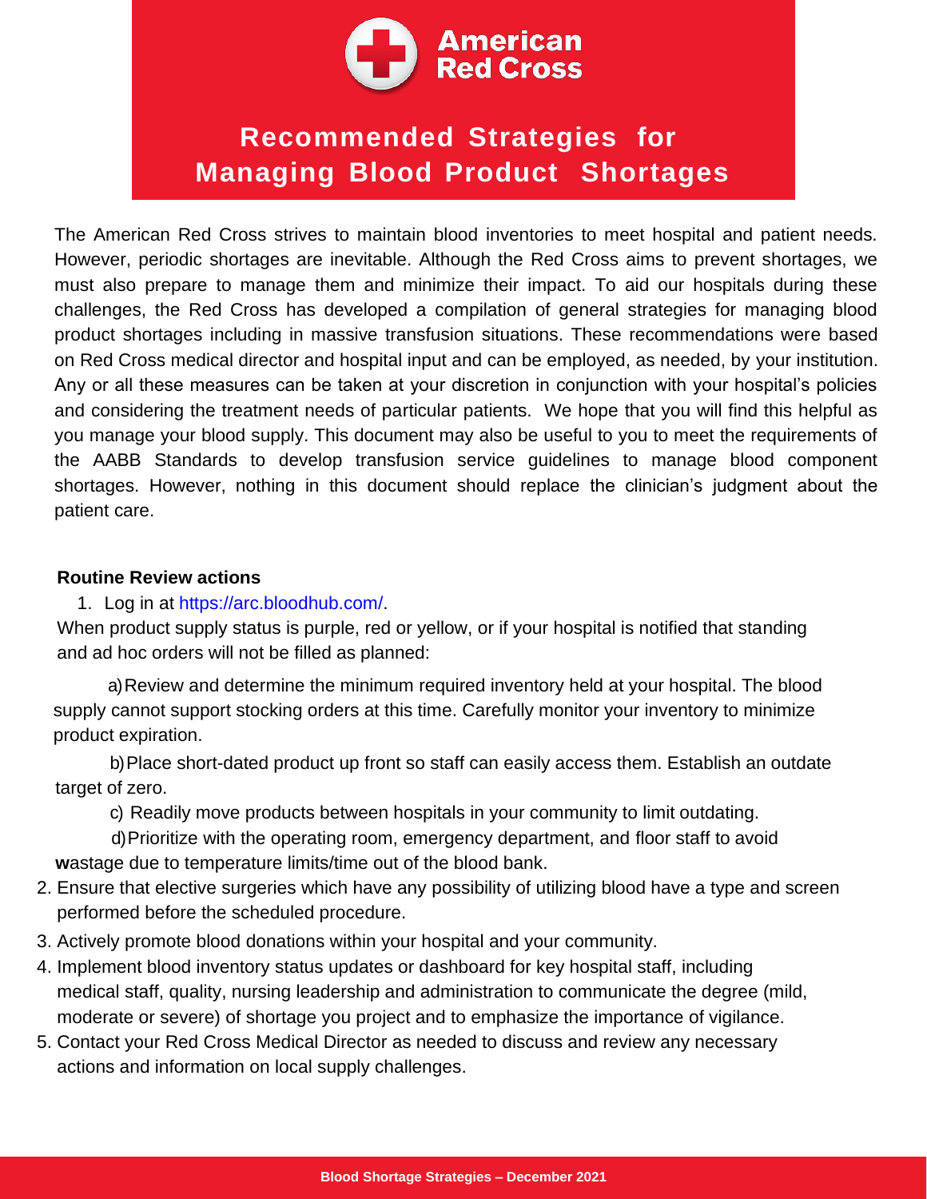American Red Cross

# Recommended Strategies for Managing Blood Product Shortages

The American Red Cross strives to maintain blood inventories to meet hospital and patient needs. However, periodic shortages are inevitable. Although the Red Cross aims to prevent shortages, we must also prepare to manage them and minimize their impact. To aid our hospitals during these challenges, the Red Cross has developed a compilation of general strategies for managing blood product shortages including in massive transfusion situations. These recommendations were based on Red Cross medical director and hospital input and can be employed, as needed, by your institution. Any or all these measures can be taken at your discretion in conjunction with your hospital's policies and considering the treatment needs of particular patients. We hope that you will find this helpful as you manage your blood supply. This document may also be useful to you to meet the requirements of the AABB Standards to develop transfusion service guidelines to manage blood component shortages. However, nothing in this document should replace the clinician's judgment about the patient care.

**Routine Review actions**

1. Log in at https://arc.bloodhub.com/.

   When product supply status is purple, red or yellow, or if your hospital is notified that standing and ad hoc orders will not be filled as planned:

   a) Review and determine the minimum required inventory held at your hospital. The blood supply cannot support stocking orders at this time. Carefully monitor your inventory to minimize product expiration.

   b) Place short-dated product up front so staff can easily access them. Establish an outdate target of zero.

   c) Readily move products between hospitals in your community to limit outdating.

   d) Prioritize with the operating room, emergency department, and floor staff to avoid wastage due to temperature limits/time out of the blood bank.

2. Ensure that elective surgeries which have any possibility of utilizing blood have a type and screen performed before the scheduled procedure.
3. Actively promote blood donations within your hospital and your community.
4. Implement blood inventory status updates or dashboard for key hospital staff, including medical staff, quality, nursing leadership and administration to communicate the degree (mild, moderate or severe) of shortage you project and to emphasize the importance of vigilance.
5. Contact your Red Cross Medical Director as needed to discuss and review any necessary actions and information on local supply challenges.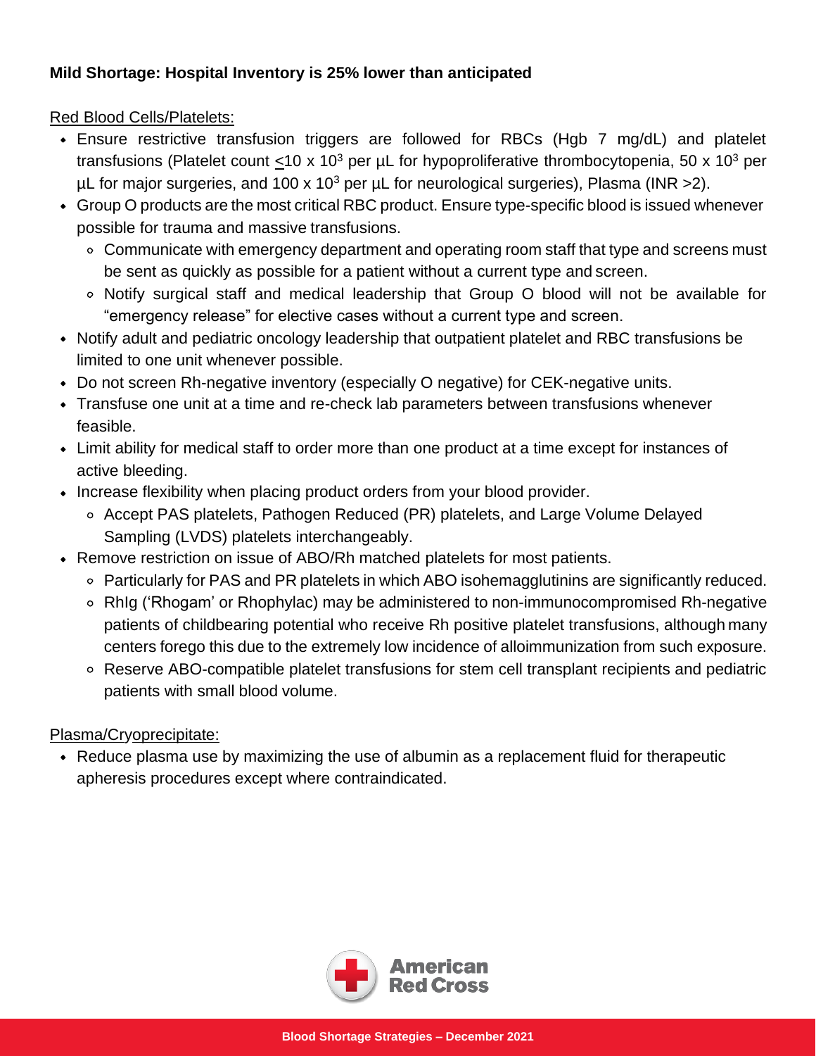**Mild Shortage: Hospital Inventory is 25% lower than anticipated**

Red Blood Cells/Platelets:

- Ensure restrictive transfusion triggers are followed for RBCs (Hgb 7 mg/dL) and platelet transfusions (Platelet count $\leq$10 x $10^3$ per µL for hypoproliferative thrombocytopenia, 50 x $10^3$ per µL for major surgeries, and 100 x $10^3$ per µL for neurological surgeries), Plasma (INR >2).
- Group O products are the most critical RBC product. Ensure type-specific blood is issued whenever possible for trauma and massive transfusions.
  - Communicate with emergency department and operating room staff that type and screens must be sent as quickly as possible for a patient without a current type and screen.
  - Notify surgical staff and medical leadership that Group O blood will not be available for "emergency release" for elective cases without a current type and screen.
- Notify adult and pediatric oncology leadership that outpatient platelet and RBC transfusions be limited to one unit whenever possible.
- Do not screen Rh-negative inventory (especially O negative) for CEK-negative units.
- Transfuse one unit at a time and re-check lab parameters between transfusions whenever feasible.
- Limit ability for medical staff to order more than one product at a time except for instances of active bleeding.
- Increase flexibility when placing product orders from your blood provider.
  - Accept PAS platelets, Pathogen Reduced (PR) platelets, and Large Volume Delayed Sampling (LVDS) platelets interchangeably.
- Remove restriction on issue of ABO/Rh matched platelets for most patients.
  - Particularly for PAS and PR platelets in which ABO isohemagglutinins are significantly reduced.
  - RhIg ('Rhogam' or Rhophylac) may be administered to non-immunocompromised Rh-negative patients of childbearing potential who receive Rh positive platelet transfusions, although many centers forego this due to the extremely low incidence of alloimmunization from such exposure.
  - Reserve ABO-compatible platelet transfusions for stem cell transplant recipients and pediatric patients with small blood volume.

Plasma/Cryoprecipitate:

- Reduce plasma use by maximizing the use of albumin as a replacement fluid for therapeutic apheresis procedures except where contraindicated.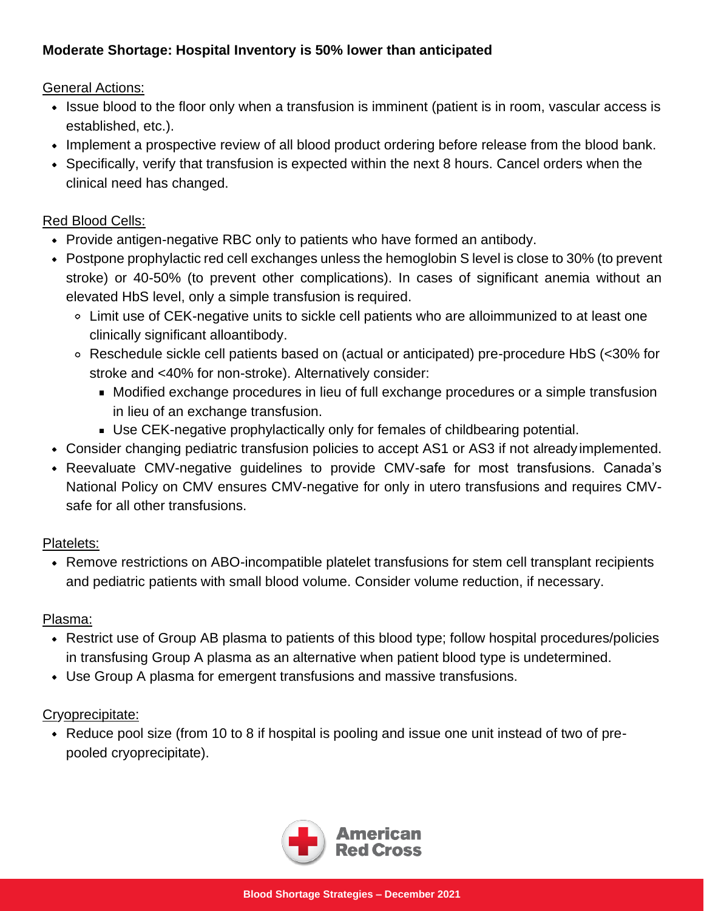**Moderate Shortage: Hospital Inventory is 50% lower than anticipated**

General Actions:

- Issue blood to the floor only when a transfusion is imminent (patient is in room, vascular access is established, etc.).
- Implement a prospective review of all blood product ordering before release from the blood bank.
- Specifically, verify that transfusion is expected within the next 8 hours. Cancel orders when the clinical need has changed.

Red Blood Cells:

- Provide antigen-negative RBC only to patients who have formed an antibody.
- Postpone prophylactic red cell exchanges unless the hemoglobin S level is close to 30% (to prevent stroke) or 40-50% (to prevent other complications). In cases of significant anemia without an elevated HbS level, only a simple transfusion is required.
  - Limit use of CEK-negative units to sickle cell patients who are alloimmunized to at least one clinically significant alloantibody.
  - Reschedule sickle cell patients based on (actual or anticipated) pre-procedure HbS (<30% for stroke and <40% for non-stroke). Alternatively consider:
    - Modified exchange procedures in lieu of full exchange procedures or a simple transfusion in lieu of an exchange transfusion.
    - Use CEK-negative prophylactically only for females of childbearing potential.
- Consider changing pediatric transfusion policies to accept AS1 or AS3 if not already implemented.
- Reevaluate CMV-negative guidelines to provide CMV-safe for most transfusions. Canada's National Policy on CMV ensures CMV-negative for only in utero transfusions and requires CMV-safe for all other transfusions.

Platelets:

- Remove restrictions on ABO-incompatible platelet transfusions for stem cell transplant recipients and pediatric patients with small blood volume. Consider volume reduction, if necessary.

Plasma:

- Restrict use of Group AB plasma to patients of this blood type; follow hospital procedures/policies in transfusing Group A plasma as an alternative when patient blood type is undetermined.
- Use Group A plasma for emergent transfusions and massive transfusions.

Cryoprecipitate:

- Reduce pool size (from 10 to 8 if hospital is pooling and issue one unit instead of two of pre-pooled cryoprecipitate).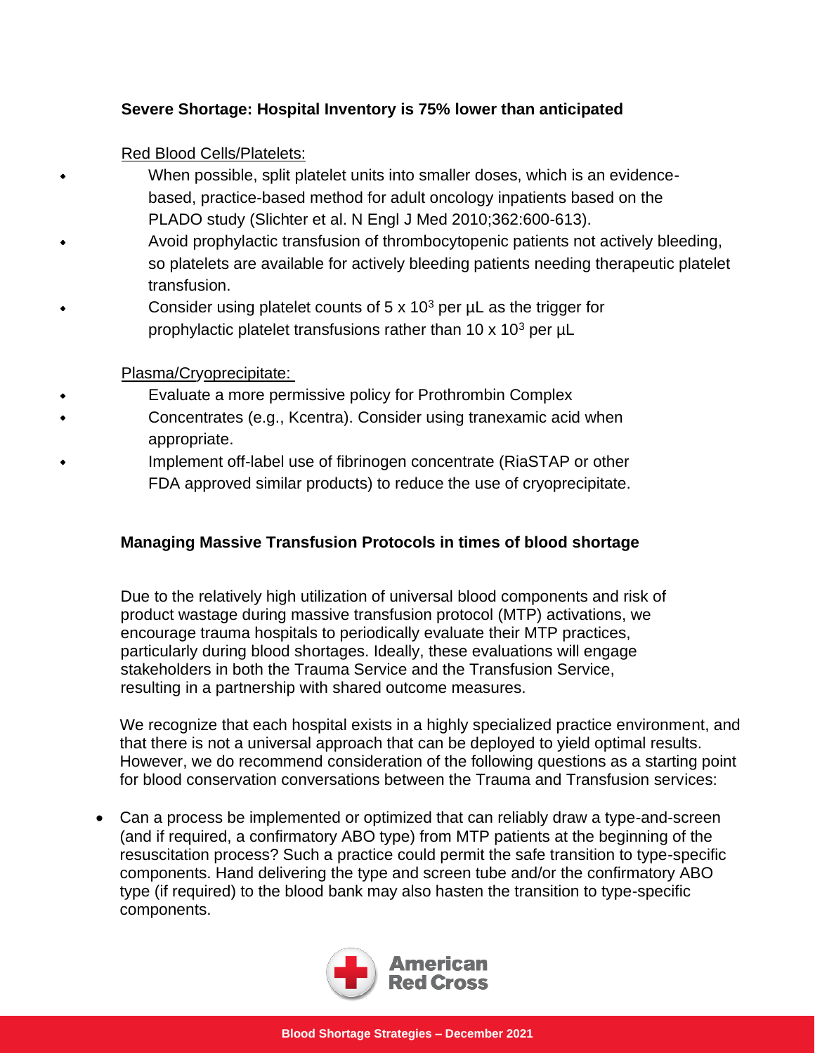**Severe Shortage: Hospital Inventory is 75% lower than anticipated**

Red Blood Cells/Platelets:

- When possible, split platelet units into smaller doses, which is an evidence-based, practice-based method for adult oncology inpatients based on the PLADO study (Slichter et al. N Engl J Med 2010;362:600-613).
- Avoid prophylactic transfusion of thrombocytopenic patients not actively bleeding, so platelets are available for actively bleeding patients needing therapeutic platelet transfusion.
- Consider using platelet counts of $5 \times 10^3$ per µL as the trigger for prophylactic platelet transfusions rather than $10 \times 10^3$ per µL

Plasma/Cryoprecipitate:

- Evaluate a more permissive policy for Prothrombin Complex
- Concentrates (e.g., Kcentra). Consider using tranexamic acid when appropriate.
- Implement off-label use of fibrinogen concentrate (RiaSTAP or other FDA approved similar products) to reduce the use of cryoprecipitate.

**Managing Massive Transfusion Protocols in times of blood shortage**

Due to the relatively high utilization of universal blood components and risk of product wastage during massive transfusion protocol (MTP) activations, we encourage trauma hospitals to periodically evaluate their MTP practices, particularly during blood shortages. Ideally, these evaluations will engage stakeholders in both the Trauma Service and the Transfusion Service, resulting in a partnership with shared outcome measures.

We recognize that each hospital exists in a highly specialized practice environment, and that there is not a universal approach that can be deployed to yield optimal results. However, we do recommend consideration of the following questions as a starting point for blood conservation conversations between the Trauma and Transfusion services:

- Can a process be implemented or optimized that can reliably draw a type-and-screen (and if required, a confirmatory ABO type) from MTP patients at the beginning of the resuscitation process? Such a practice could permit the safe transition to type-specific components. Hand delivering the type and screen tube and/or the confirmatory ABO type (if required) to the blood bank may also hasten the transition to type-specific components.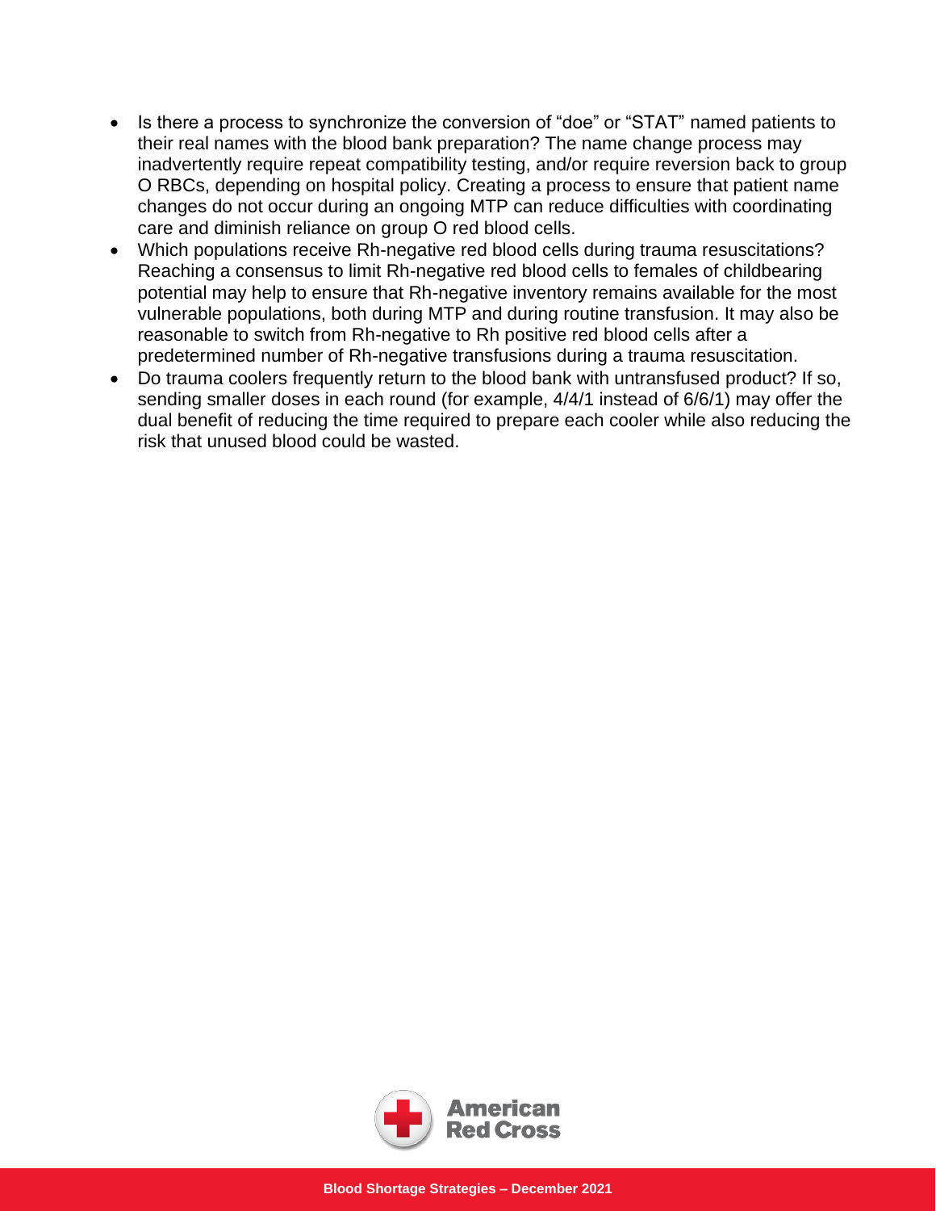- Is there a process to synchronize the conversion of "doe" or "STAT" named patients to their real names with the blood bank preparation? The name change process may inadvertently require repeat compatibility testing, and/or require reversion back to group O RBCs, depending on hospital policy. Creating a process to ensure that patient name changes do not occur during an ongoing MTP can reduce difficulties with coordinating care and diminish reliance on group O red blood cells.
- Which populations receive Rh-negative red blood cells during trauma resuscitations? Reaching a consensus to limit Rh-negative red blood cells to females of childbearing potential may help to ensure that Rh-negative inventory remains available for the most vulnerable populations, both during MTP and during routine transfusion. It may also be reasonable to switch from Rh-negative to Rh positive red blood cells after a predetermined number of Rh-negative transfusions during a trauma resuscitation.
- Do trauma coolers frequently return to the blood bank with untransfused product? If so, sending smaller doses in each round (for example, 4/4/1 instead of 6/6/1) may offer the dual benefit of reducing the time required to prepare each cooler while also reducing the risk that unused blood could be wasted.